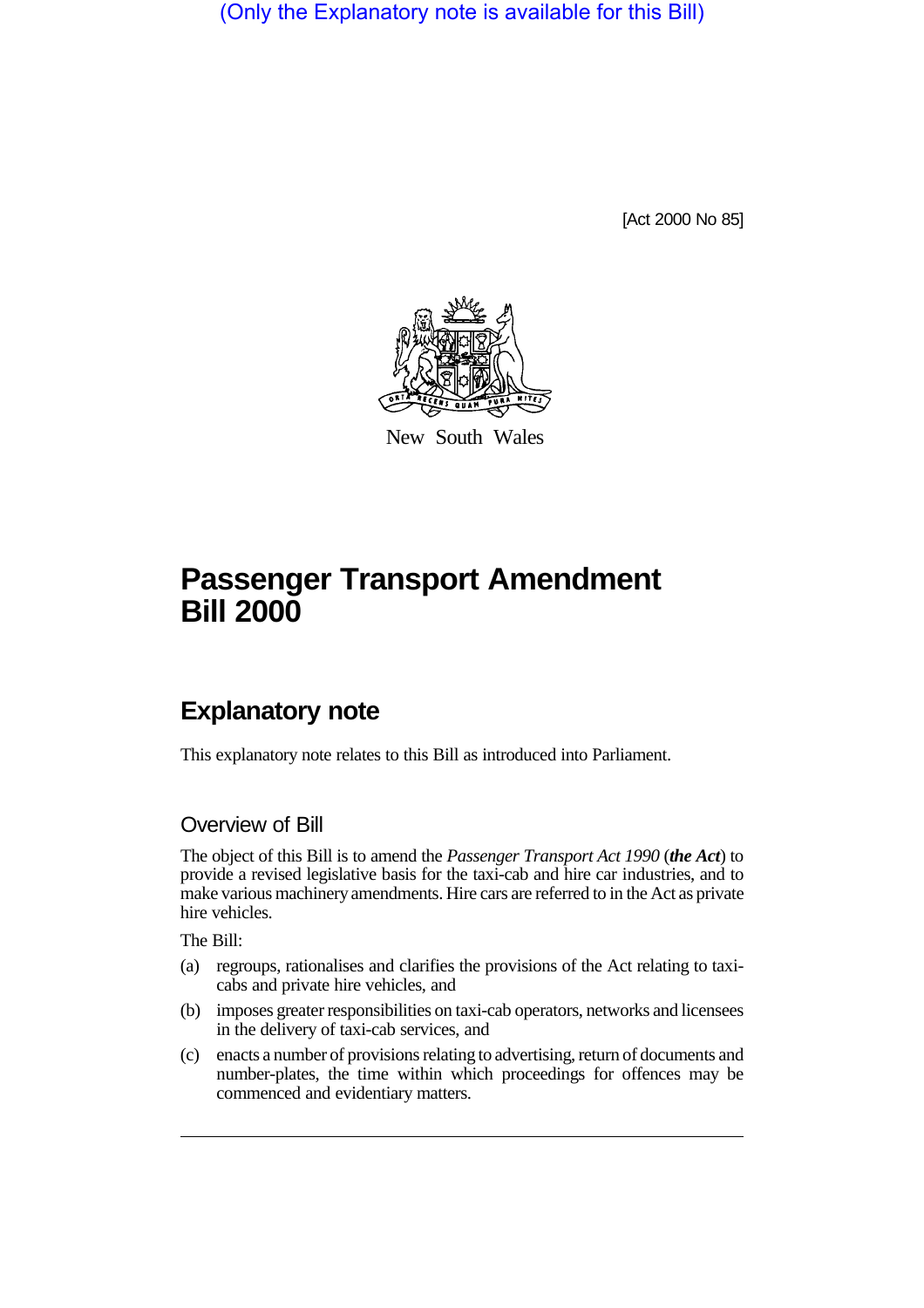(Only the Explanatory note is available for this Bill)

[Act 2000 No 85]

New South Wales

# Passenger Transport Amendment Bill 2000

## Explanatory note

This explanatory note relates to this Bill as introduced into Parliament.

### Overview of Bill

The object of this Bill is to amend the *Passenger Transport Act 1990* (***the Act***) to provide a revised legislative basis for the taxi-cab and hire car industries, and to make various machinery amendments. Hire cars are referred to in the Act as private hire vehicles.

The Bill:

(a) regroups, rationalises and clarifies the provisions of the Act relating to taxi-cabs and private hire vehicles, and

(b) imposes greater responsibilities on taxi-cab operators, networks and licensees in the delivery of taxi-cab services, and

(c) enacts a number of provisions relating to advertising, return of documents and number-plates, the time within which proceedings for offences may be commenced and evidentiary matters.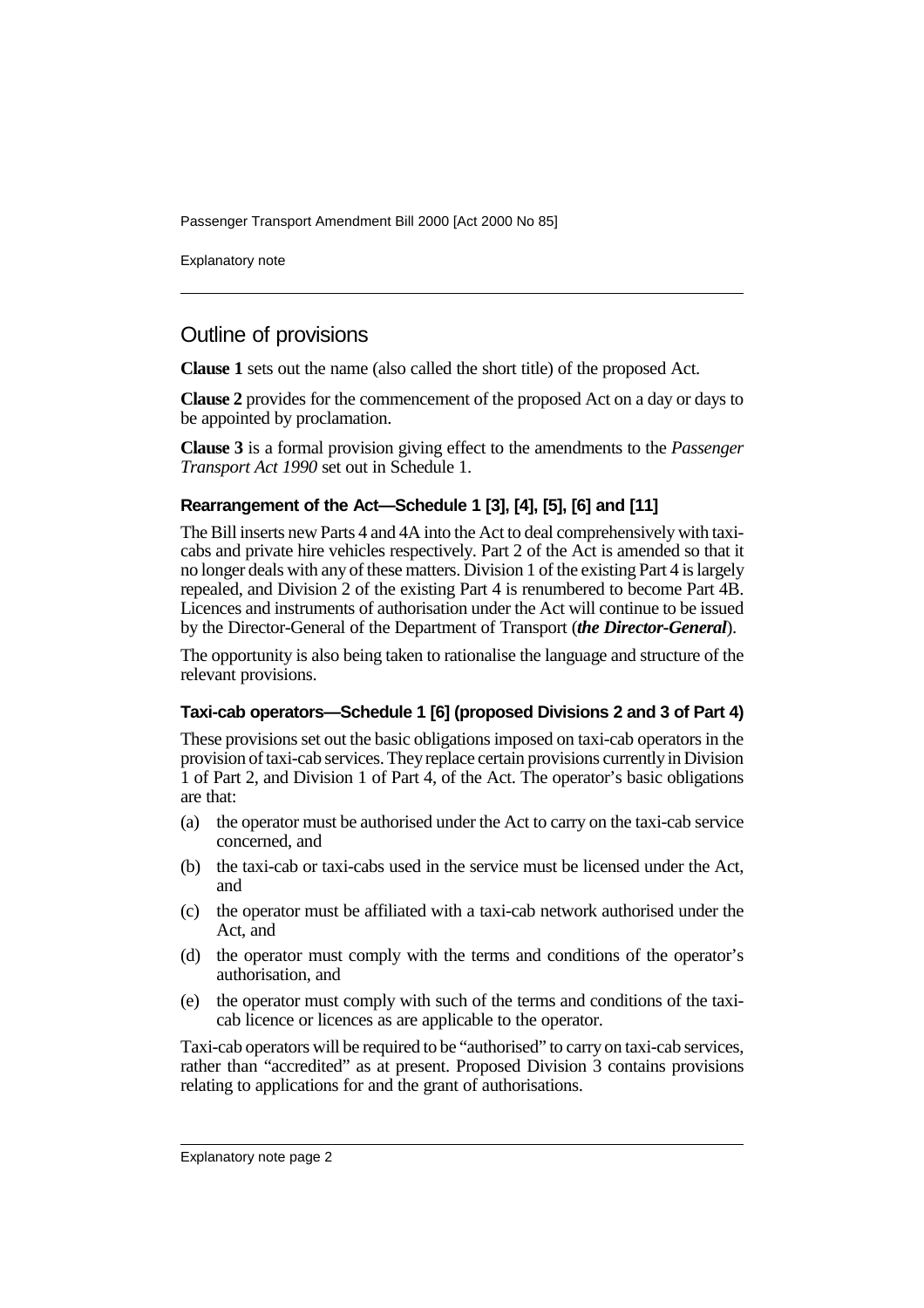## Outline of provisions

**Clause 1** sets out the name (also called the short title) of the proposed Act.

**Clause 2** provides for the commencement of the proposed Act on a day or days to be appointed by proclamation.

**Clause 3** is a formal provision giving effect to the amendments to the *Passenger Transport Act 1990* set out in Schedule 1.

### Rearrangement of the Act—Schedule 1 [3], [4], [5], [6] and [11]

The Bill inserts new Parts 4 and 4A into the Act to deal comprehensively with taxi-cabs and private hire vehicles respectively. Part 2 of the Act is amended so that it no longer deals with any of these matters. Division 1 of the existing Part 4 is largely repealed, and Division 2 of the existing Part 4 is renumbered to become Part 4B. Licences and instruments of authorisation under the Act will continue to be issued by the Director-General of the Department of Transport (***the Director-General***).

The opportunity is also being taken to rationalise the language and structure of the relevant provisions.

### Taxi-cab operators—Schedule 1 [6] (proposed Divisions 2 and 3 of Part 4)

These provisions set out the basic obligations imposed on taxi-cab operators in the provision of taxi-cab services. They replace certain provisions currently in Division 1 of Part 2, and Division 1 of Part 4, of the Act. The operator's basic obligations are that:

(a) the operator must be authorised under the Act to carry on the taxi-cab service concerned, and

(b) the taxi-cab or taxi-cabs used in the service must be licensed under the Act, and

(c) the operator must be affiliated with a taxi-cab network authorised under the Act, and

(d) the operator must comply with the terms and conditions of the operator's authorisation, and

(e) the operator must comply with such of the terms and conditions of the taxi-cab licence or licences as are applicable to the operator.

Taxi-cab operators will be required to be "authorised" to carry on taxi-cab services, rather than "accredited" as at present. Proposed Division 3 contains provisions relating to applications for and the grant of authorisations.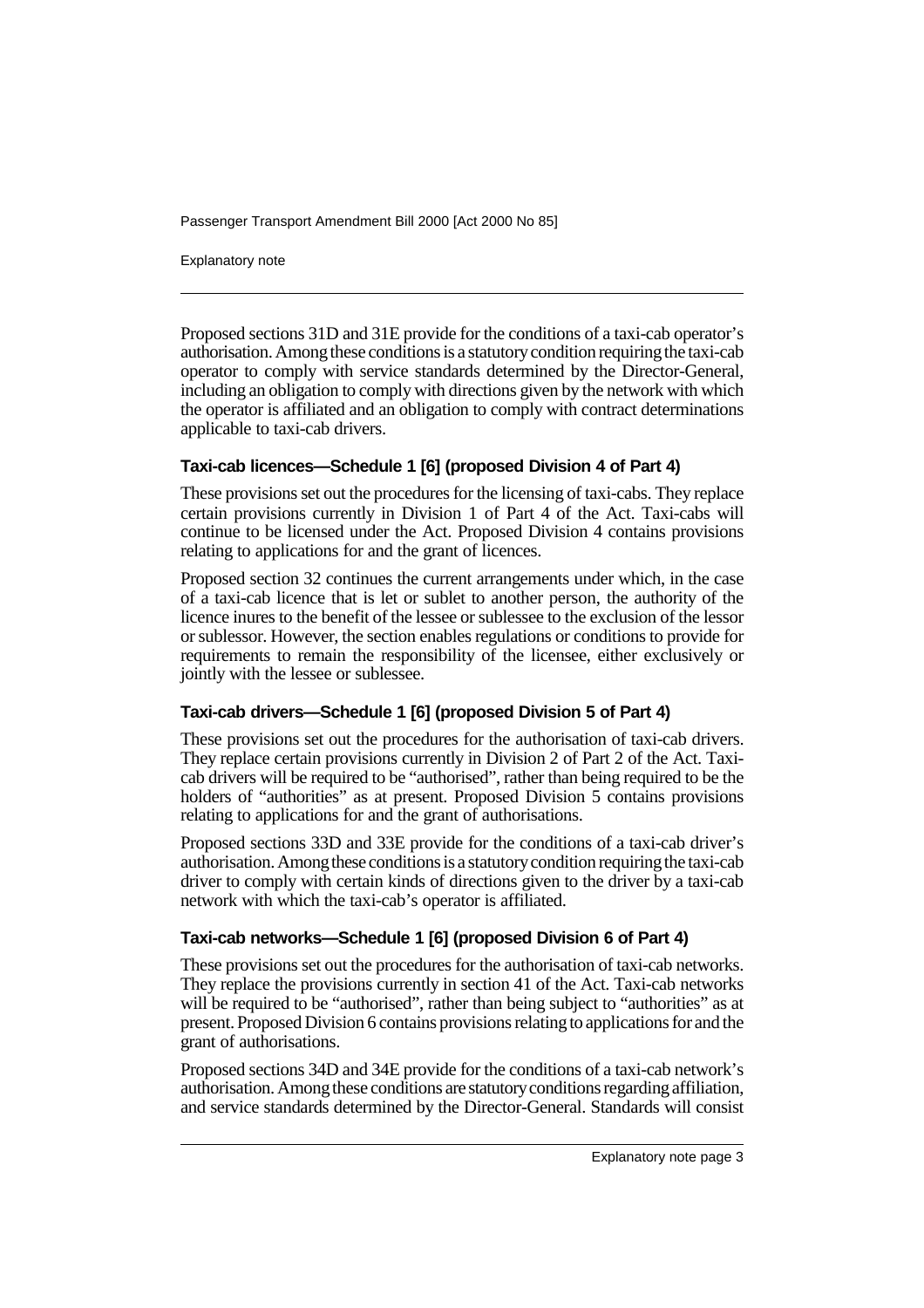Proposed sections 31D and 31E provide for the conditions of a taxi-cab operator's authorisation. Among these conditions is a statutory condition requiring the taxi-cab operator to comply with service standards determined by the Director-General, including an obligation to comply with directions given by the network with which the operator is affiliated and an obligation to comply with contract determinations applicable to taxi-cab drivers.

**Taxi-cab licences—Schedule 1 [6] (proposed Division 4 of Part 4)**

These provisions set out the procedures for the licensing of taxi-cabs. They replace certain provisions currently in Division 1 of Part 4 of the Act. Taxi-cabs will continue to be licensed under the Act. Proposed Division 4 contains provisions relating to applications for and the grant of licences.

Proposed section 32 continues the current arrangements under which, in the case of a taxi-cab licence that is let or sublet to another person, the authority of the licence inures to the benefit of the lessee or sublessee to the exclusion of the lessor or sublessor. However, the section enables regulations or conditions to provide for requirements to remain the responsibility of the licensee, either exclusively or jointly with the lessee or sublessee.

**Taxi-cab drivers—Schedule 1 [6] (proposed Division 5 of Part 4)**

These provisions set out the procedures for the authorisation of taxi-cab drivers. They replace certain provisions currently in Division 2 of Part 2 of the Act. Taxi-cab drivers will be required to be "authorised", rather than being required to be the holders of "authorities" as at present. Proposed Division 5 contains provisions relating to applications for and the grant of authorisations.

Proposed sections 33D and 33E provide for the conditions of a taxi-cab driver's authorisation. Among these conditions is a statutory condition requiring the taxi-cab driver to comply with certain kinds of directions given to the driver by a taxi-cab network with which the taxi-cab's operator is affiliated.

**Taxi-cab networks—Schedule 1 [6] (proposed Division 6 of Part 4)**

These provisions set out the procedures for the authorisation of taxi-cab networks. They replace the provisions currently in section 41 of the Act. Taxi-cab networks will be required to be "authorised", rather than being subject to "authorities" as at present. Proposed Division 6 contains provisions relating to applications for and the grant of authorisations.

Proposed sections 34D and 34E provide for the conditions of a taxi-cab network's authorisation. Among these conditions are statutory conditions regarding affiliation, and service standards determined by the Director-General. Standards will consist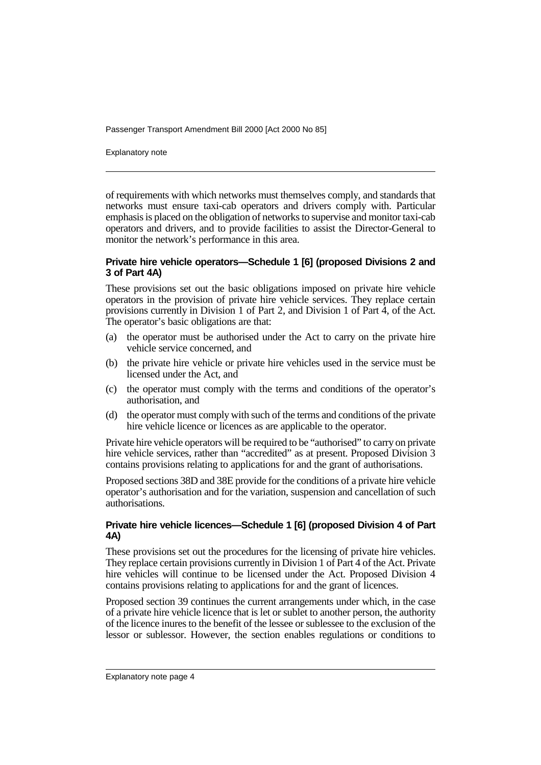of requirements with which networks must themselves comply, and standards that networks must ensure taxi-cab operators and drivers comply with. Particular emphasis is placed on the obligation of networks to supervise and monitor taxi-cab operators and drivers, and to provide facilities to assist the Director-General to monitor the network's performance in this area.

**Private hire vehicle operators—Schedule 1 [6] (proposed Divisions 2 and 3 of Part 4A)**

These provisions set out the basic obligations imposed on private hire vehicle operators in the provision of private hire vehicle services. They replace certain provisions currently in Division 1 of Part 2, and Division 1 of Part 4, of the Act. The operator's basic obligations are that:

(a) the operator must be authorised under the Act to carry on the private hire vehicle service concerned, and

(b) the private hire vehicle or private hire vehicles used in the service must be licensed under the Act, and

(c) the operator must comply with the terms and conditions of the operator's authorisation, and

(d) the operator must comply with such of the terms and conditions of the private hire vehicle licence or licences as are applicable to the operator.

Private hire vehicle operators will be required to be "authorised" to carry on private hire vehicle services, rather than "accredited" as at present. Proposed Division 3 contains provisions relating to applications for and the grant of authorisations.

Proposed sections 38D and 38E provide for the conditions of a private hire vehicle operator's authorisation and for the variation, suspension and cancellation of such authorisations.

**Private hire vehicle licences—Schedule 1 [6] (proposed Division 4 of Part 4A)**

These provisions set out the procedures for the licensing of private hire vehicles. They replace certain provisions currently in Division 1 of Part 4 of the Act. Private hire vehicles will continue to be licensed under the Act. Proposed Division 4 contains provisions relating to applications for and the grant of licences.

Proposed section 39 continues the current arrangements under which, in the case of a private hire vehicle licence that is let or sublet to another person, the authority of the licence inures to the benefit of the lessee or sublessee to the exclusion of the lessor or sublessor. However, the section enables regulations or conditions to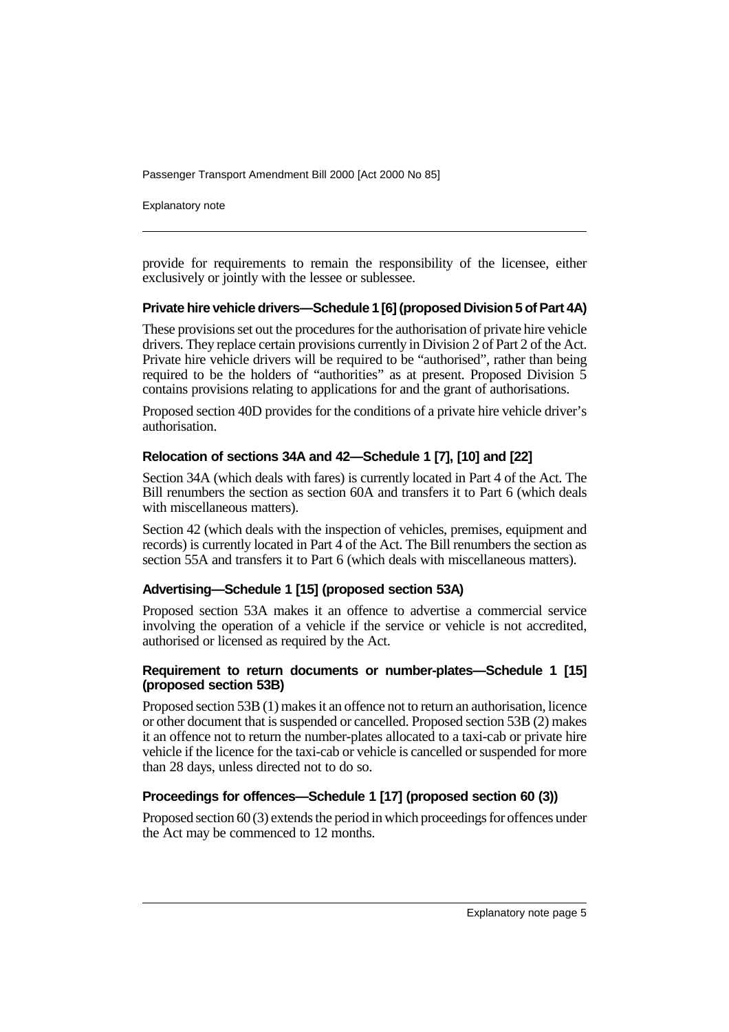provide for requirements to remain the responsibility of the licensee, either exclusively or jointly with the lessee or sublessee.

### Private hire vehicle drivers—Schedule 1 [6] (proposed Division 5 of Part 4A)

These provisions set out the procedures for the authorisation of private hire vehicle drivers. They replace certain provisions currently in Division 2 of Part 2 of the Act. Private hire vehicle drivers will be required to be "authorised", rather than being required to be the holders of "authorities" as at present. Proposed Division 5 contains provisions relating to applications for and the grant of authorisations.

Proposed section 40D provides for the conditions of a private hire vehicle driver's authorisation.

### Relocation of sections 34A and 42—Schedule 1 [7], [10] and [22]

Section 34A (which deals with fares) is currently located in Part 4 of the Act. The Bill renumbers the section as section 60A and transfers it to Part 6 (which deals with miscellaneous matters).

Section 42 (which deals with the inspection of vehicles, premises, equipment and records) is currently located in Part 4 of the Act. The Bill renumbers the section as section 55A and transfers it to Part 6 (which deals with miscellaneous matters).

### Advertising—Schedule 1 [15] (proposed section 53A)

Proposed section 53A makes it an offence to advertise a commercial service involving the operation of a vehicle if the service or vehicle is not accredited, authorised or licensed as required by the Act.

### Requirement to return documents or number-plates—Schedule 1 [15] (proposed section 53B)

Proposed section 53B (1) makes it an offence not to return an authorisation, licence or other document that is suspended or cancelled. Proposed section 53B (2) makes it an offence not to return the number-plates allocated to a taxi-cab or private hire vehicle if the licence for the taxi-cab or vehicle is cancelled or suspended for more than 28 days, unless directed not to do so.

### Proceedings for offences—Schedule 1 [17] (proposed section 60 (3))

Proposed section 60 (3) extends the period in which proceedings for offences under the Act may be commenced to 12 months.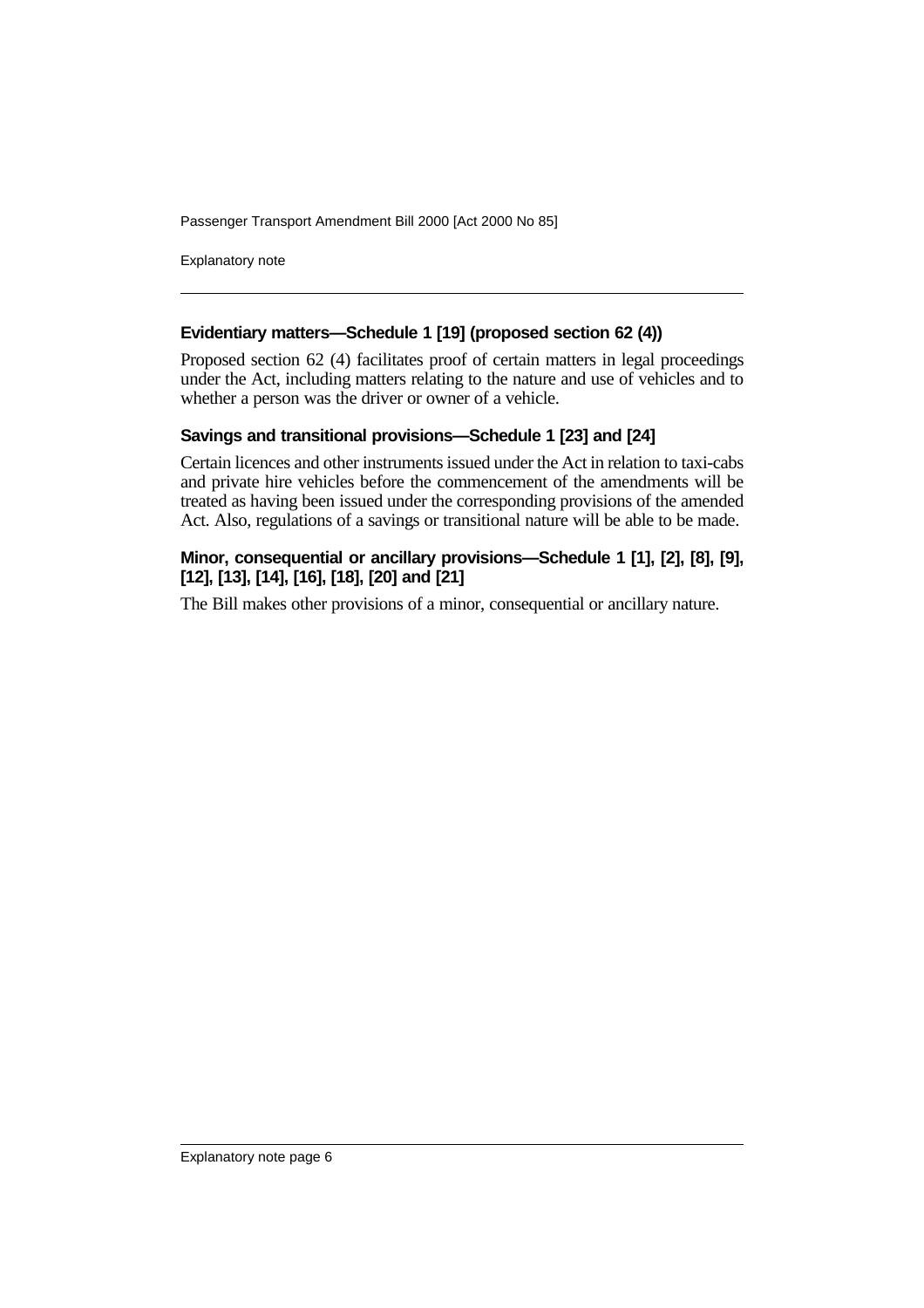### Evidentiary matters—Schedule 1 [19] (proposed section 62 (4))

Proposed section 62 (4) facilitates proof of certain matters in legal proceedings under the Act, including matters relating to the nature and use of vehicles and to whether a person was the driver or owner of a vehicle.

### Savings and transitional provisions—Schedule 1 [23] and [24]

Certain licences and other instruments issued under the Act in relation to taxi-cabs and private hire vehicles before the commencement of the amendments will be treated as having been issued under the corresponding provisions of the amended Act. Also, regulations of a savings or transitional nature will be able to be made.

### Minor, consequential or ancillary provisions—Schedule 1 [1], [2], [8], [9], [12], [13], [14], [16], [18], [20] and [21]

The Bill makes other provisions of a minor, consequential or ancillary nature.